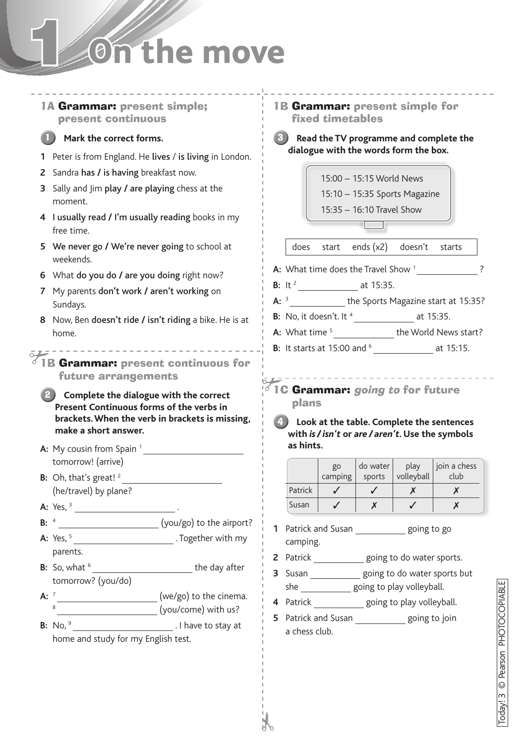# 1 On the move

## 1A Grammar: present simple; present continuous

**1 Mark the correct forms.**

1. Peter is from England. He **lives** / **is living** in London.
2. Sandra **has / is having** breakfast now.
3. Sally and Jim **play / are playing** chess at the moment.
4. **I usually read / I'm usually reading** books in my free time.
5. **We never go / We're never going** to school at weekends.
6. What **do you do / are you doing** right now?
7. My parents **don't work / aren't working** on Sundays.
8. Now, Ben **doesn't ride / isn't riding** a bike. He is at home.

## 1B Grammar: present continuous for future arrangements

**2 Complete the dialogue with the correct Present Continuous forms of the verbs in brackets. When the verb in brackets is missing, make a short answer.**

**A:** My cousin from Spain [1] ____________ tomorrow! (arrive)

**B:** Oh, that's great! [2] ____________ (he/travel) by plane?

**A:** Yes, [3] ____________ .

**B:** [4] ____________ (you/go) to the airport?

**A:** Yes, [5] ____________ . Together with my parents.

**B:** So, what [6] ____________ the day after tomorrow? (you/do)

**A:** [7] ____________ (we/go) to the cinema. [8] ____________ (you/come) with us?

**B:** No, [9] ____________ . I have to stay at home and study for my English test.

## 1B Grammar: present simple for fixed timetables

**3 Read the TV programme and complete the dialogue with the words form the box.**

15:00 – 15:15 World News
15:10 – 15:35 Sports Magazine
15:35 – 16:10 Travel Show

| does | start | ends (x2) | doesn't | starts |
|---|---|---|---|---|

**A:** What time does the Travel Show [1] ____________ ?

**B:** It [2] ____________ at 15:35.

**A:** [3] ____________ the Sports Magazine start at 15:35?

**B:** No, it doesn't. It [4] ____________ at 15:35.

**A:** What time [5] ____________ the World News start?

**B:** It starts at 15:00 and [6] ____________ at 15:15.

## 1C Grammar: *going to* for future plans

**4 Look at the table. Complete the sentences with *is / isn't* or *are / aren't*. Use the symbols as hints.**

| | go camping | do water sports | play volleyball | join a chess club |
|---|---|---|---|---|
| Patrick | ✓ | ✓ | ✗ | ✗ |
| Susan | ✓ | ✗ | ✓ | ✗ |

1. Patrick and Susan ____________ going to go camping.
2. Patrick ____________ going to do water sports.
3. Susan ____________ going to do water sports but she ____________ going to play volleyball.
4. Patrick ____________ going to play volleyball.
5. Patrick and Susan ____________ going to join a chess club.

Today! 3 © Pearson PHOTOCOPIABLE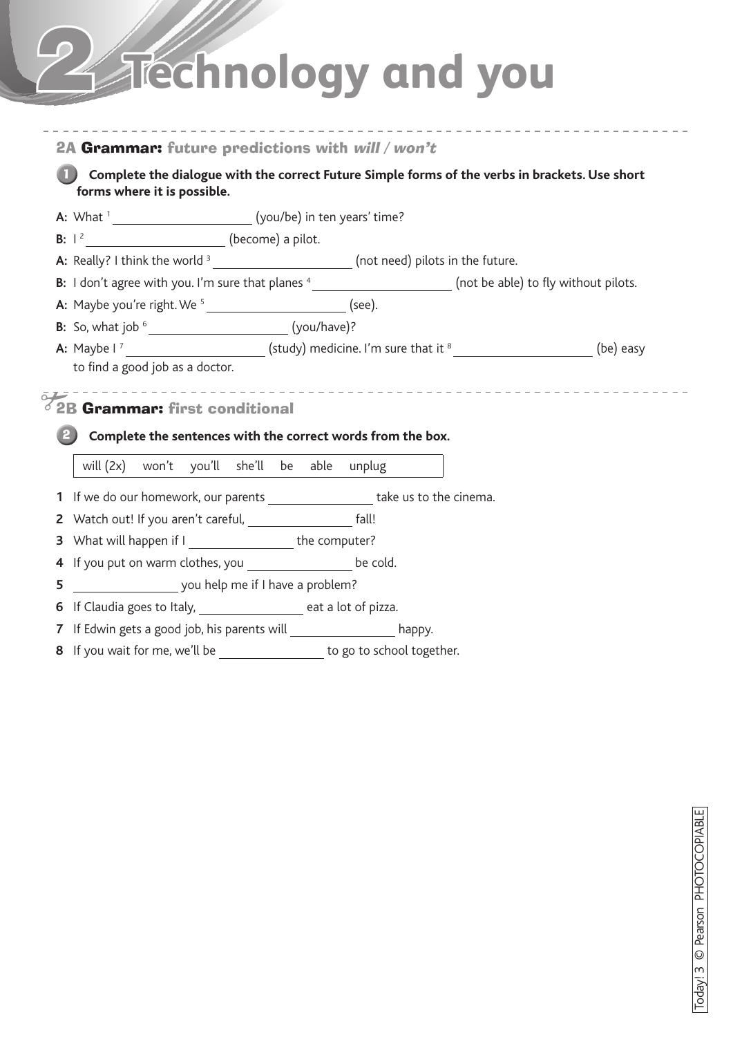# 2 Technology and you

## 2A Grammar: future predictions with *will / won't*

**1 Complete the dialogue with the correct Future Simple forms of the verbs in brackets. Use short forms where it is possible.**

**A:** What [1] ____________________ (you/be) in ten years' time?

**B:** I [2] ____________________ (become) a pilot.

**A:** Really? I think the world [3] ____________________ (not need) pilots in the future.

**B:** I don't agree with you. I'm sure that planes [4] ____________________ (not be able) to fly without pilots.

**A:** Maybe you're right. We [5] ____________________ (see).

**B:** So, what job [6] ____________________ (you/have)?

**A:** Maybe I [7] ____________________ (study) medicine. I'm sure that it [8] ____________________ (be) easy to find a good job as a doctor.

## 2B Grammar: first conditional

**2 Complete the sentences with the correct words from the box.**

| will (2x) won't you'll she'll be able unplug |
|---|

1. If we do our homework, our parents ________________ take us to the cinema.
2. Watch out! If you aren't careful, ________________ fall!
3. What will happen if I ________________ the computer?
4. If you put on warm clothes, you ________________ be cold.
5. ________________ you help me if I have a problem?
6. If Claudia goes to Italy, ________________ eat a lot of pizza.
7. If Edwin gets a good job, his parents will ________________ happy.
8. If you wait for me, we'll be ________________ to go to school together.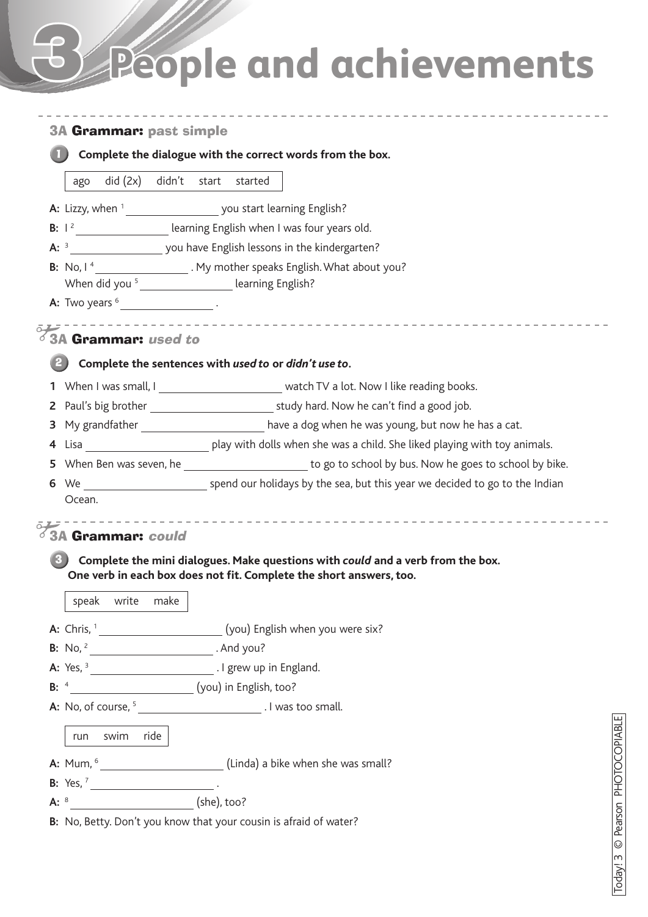# 3 People and achievements

## 3A Grammar: past simple

**1 Complete the dialogue with the correct words from the box.**

| ago did (2x) didn't start started |
|---|

**A:** Lizzy, when [1] ______________ you start learning English?

**B:** I [2] ______________ learning English when I was four years old.

**A:** [3] ______________ you have English lessons in the kindergarten?

**B:** No, I [4] ______________ . My mother speaks English. What about you? When did you [5] ______________ learning English?

**A:** Two years [6] ______________ .

## 3A Grammar: *used to*

**2 Complete the sentences with *used to* or *didn't use to*.**

1. When I was small, I ________________ watch TV a lot. Now I like reading books.
2. Paul's big brother ________________ study hard. Now he can't find a good job.
3. My grandfather ________________ have a dog when he was young, but now he has a cat.
4. Lisa ________________ play with dolls when she was a child. She liked playing with toy animals.
5. When Ben was seven, he ________________ to go to school by bus. Now he goes to school by bike.
6. We ________________ spend our holidays by the sea, but this year we decided to go to the Indian Ocean.

## 3A Grammar: *could*

**3 Complete the mini dialogues. Make questions with *could* and a verb from the box. One verb in each box does not fit. Complete the short answers, too.**

| speak write make |
|---|

**A:** Chris, [1] ________________ (you) English when you were six?

**B:** No, [2] ________________ . And you?

**A:** Yes, [3] ________________ . I grew up in England.

**B:** [4] ________________ (you) in English, too?

**A:** No, of course, [5] ________________ . I was too small.

| run swim ride |
|---|

**A:** Mum, [6] ________________ (Linda) a bike when she was small?

**B:** Yes, [7] ________________ .

**A:** [8] ________________ (she), too?

**B:** No, Betty. Don't you know that your cousin is afraid of water?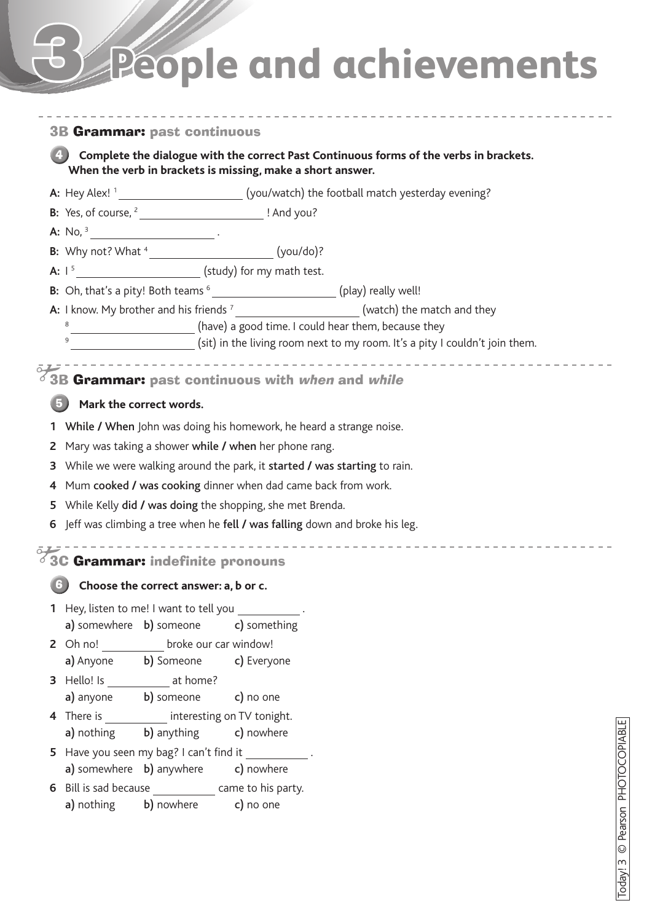# 3 People and achievements

## 3B Grammar: past continuous

**4 Complete the dialogue with the correct Past Continuous forms of the verbs in brackets. When the verb in brackets is missing, make a short answer.**

**A:** Hey Alex! [1] ____________ (you/watch) the football match yesterday evening?

**B:** Yes, of course, [2] ____________ ! And you?

**A:** No, [3] ____________ .

**B:** Why not? What [4] ____________ (you/do)?

**A:** I [5] ____________ (study) for my math test.

**B:** Oh, that's a pity! Both teams [6] ____________ (play) really well!

**A:** I know. My brother and his friends [7] ____________ (watch) the match and they [8] ____________ (have) a good time. I could hear them, because they [9] ____________ (sit) in the living room next to my room. It's a pity I couldn't join them.

## 3B Grammar: past continuous with *when* and *while*

**5 Mark the correct words.**

1. **While / When** John was doing his homework, he heard a strange noise.
2. Mary was taking a shower **while / when** her phone rang.
3. While we were walking around the park, it **started / was starting** to rain.
4. Mum **cooked / was cooking** dinner when dad came back from work.
5. While Kelly **did / was doing** the shopping, she met Brenda.
6. Jeff was climbing a tree when he **fell / was falling** down and broke his leg.

## 3C Grammar: indefinite pronouns

**6 Choose the correct answer: a, b or c.**

1. Hey, listen to me! I want to tell you ____________ .
   a) somewhere b) someone c) something
2. Oh no! ____________ broke our car window!
   a) Anyone b) Someone c) Everyone
3. Hello! Is ____________ at home?
   a) anyone b) someone c) no one
4. There is ____________ interesting on TV tonight.
   a) nothing b) anything c) nowhere
5. Have you seen my bag? I can't find it ____________ .
   a) somewhere b) anywhere c) nowhere
6. Bill is sad because ____________ came to his party.
   a) nothing b) nowhere c) no one

Today! 3 © Pearson PHOTOCOPIABLE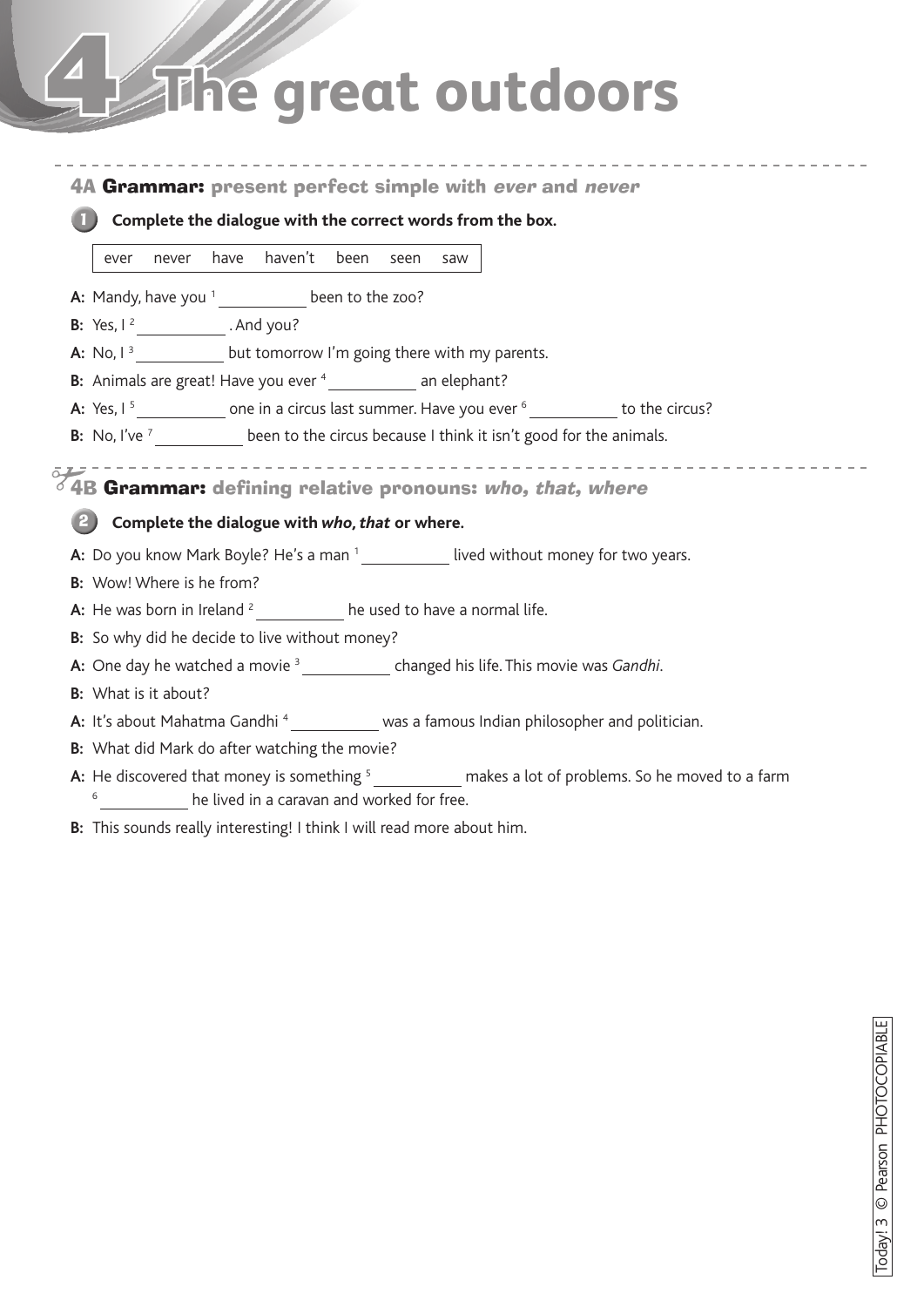# 4 The great outdoors

## 4A Grammar: present perfect simple with *ever* and *never*

**1 Complete the dialogue with the correct words from the box.**

| ever | never | have | haven't | been | seen | saw |
|---|---|---|---|---|---|---|

**A:** Mandy, have you [1] __________ been to the zoo?

**B:** Yes, I [2] __________ . And you?

**A:** No, I [3] __________ but tomorrow I'm going there with my parents.

**B:** Animals are great! Have you ever [4] __________ an elephant?

**A:** Yes, I [5] __________ one in a circus last summer. Have you ever [6] __________ to the circus?

**B:** No, I've [7] __________ been to the circus because I think it isn't good for the animals.

## 4B Grammar: defining relative pronouns: *who, that, where*

**2 Complete the dialogue with *who, that* or where.**

**A:** Do you know Mark Boyle? He's a man [1] __________ lived without money for two years.

**B:** Wow! Where is he from?

**A:** He was born in Ireland [2] __________ he used to have a normal life.

**B:** So why did he decide to live without money?

**A:** One day he watched a movie [3] __________ changed his life. This movie was *Gandhi*.

**B:** What is it about?

**A:** It's about Mahatma Gandhi [4] __________ was a famous Indian philosopher and politician.

**B:** What did Mark do after watching the movie?

**A:** He discovered that money is something [5] __________ makes a lot of problems. So he moved to a farm [6] __________ he lived in a caravan and worked for free.

**B:** This sounds really interesting! I think I will read more about him.

Today! 3 © Pearson PHOTOCOPIABLE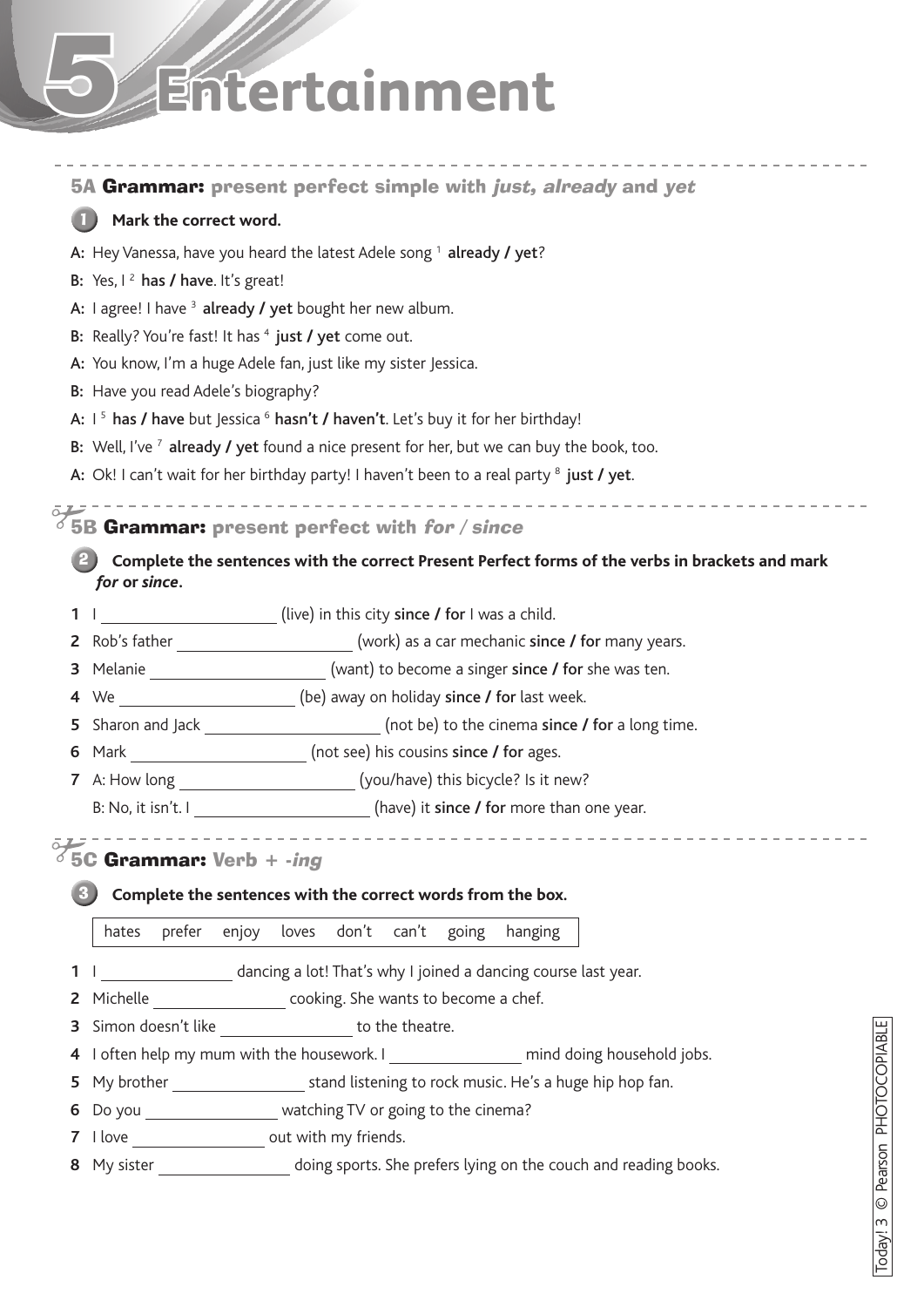# 5 Entertainment

## 5A Grammar: present perfect simple with *just, already* and *yet*

**1 Mark the correct word.**

**A:** Hey Vanessa, have you heard the latest Adele song [1] **already / yet**?

**B:** Yes, I [2] **has / have**. It's great!

**A:** I agree! I have [3] **already / yet** bought her new album.

**B:** Really? You're fast! It has [4] **just / yet** come out.

**A:** You know, I'm a huge Adele fan, just like my sister Jessica.

**B:** Have you read Adele's biography?

**A:** I [5] **has / have** but Jessica [6] **hasn't / haven't**. Let's buy it for her birthday!

**B:** Well, I've [7] **already / yet** found a nice present for her, but we can buy the book, too.

**A:** Ok! I can't wait for her birthday party! I haven't been to a real party [8] **just / yet**.

## 5B Grammar: present perfect with *for / since*

**2 Complete the sentences with the correct Present Perfect forms of the verbs in brackets and mark *for* or *since*.**

1. I ______________ (live) in this city **since / for** I was a child.
2. Rob's father ______________ (work) as a car mechanic **since / for** many years.
3. Melanie ______________ (want) to become a singer **since / for** she was ten.
4. We ______________ (be) away on holiday **since / for** last week.
5. Sharon and Jack ______________ (not be) to the cinema **since / for** a long time.
6. Mark ______________ (not see) his cousins **since / for** ages.
7. A: How long ______________ (you/have) this bicycle? Is it new?
   B: No, it isn't. I ______________ (have) it **since / for** more than one year.

## 5C Grammar: Verb + *-ing*

**3 Complete the sentences with the correct words from the box.**

| hates | prefer | enjoy | loves | don't | can't | going | hanging |
|---|---|---|---|---|---|---|---|

1. I ______________ dancing a lot! That's why I joined a dancing course last year.
2. Michelle ______________ cooking. She wants to become a chef.
3. Simon doesn't like ______________ to the theatre.
4. I often help my mum with the housework. I ______________ mind doing household jobs.
5. My brother ______________ stand listening to rock music. He's a huge hip hop fan.
6. Do you ______________ watching TV or going to the cinema?
7. I love ______________ out with my friends.
8. My sister ______________ doing sports. She prefers lying on the couch and reading books.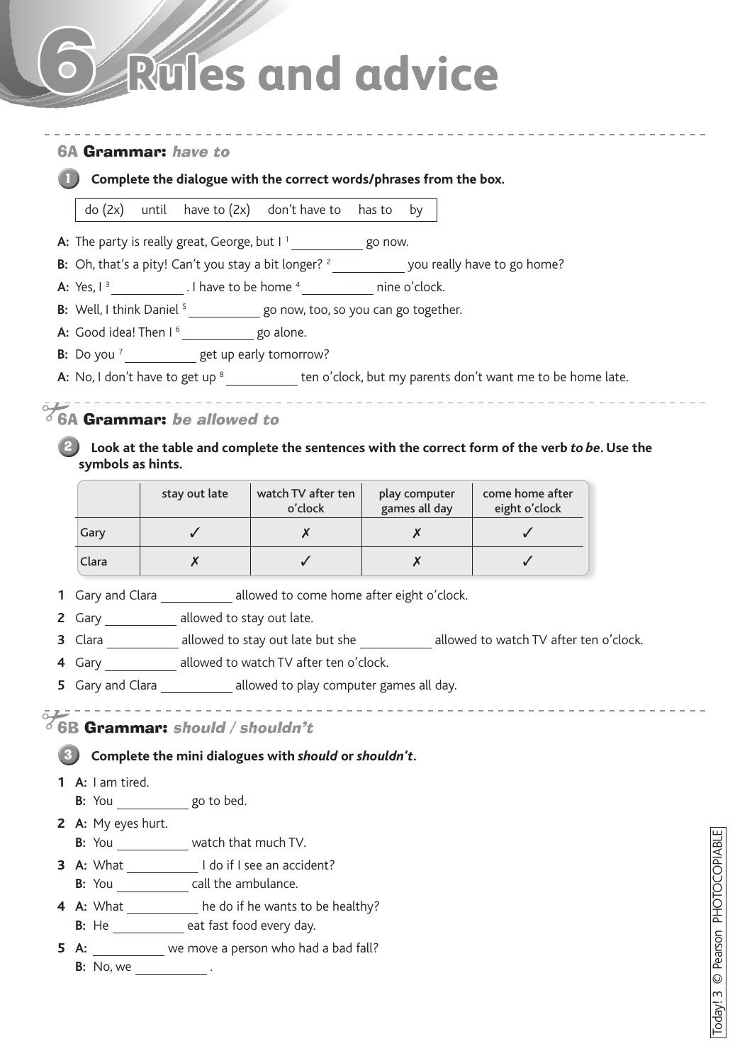# 6 Rules and advice

## 6A Grammar: *have to*

**1 Complete the dialogue with the correct words/phrases from the box.**

| do (2x) until have to (2x) don't have to has to by |
|---|

A: The party is really great, George, but I [1] __________ go now.

B: Oh, that's a pity! Can't you stay a bit longer? [2] __________ you really have to go home?

A: Yes, I [3] __________ . I have to be home [4] __________ nine o'clock.

B: Well, I think Daniel [5] __________ go now, too, so you can go together.

A: Good idea! Then I [6] __________ go alone.

B: Do you [7] __________ get up early tomorrow?

A: No, I don't have to get up [8] __________ ten o'clock, but my parents don't want me to be home late.

## 6A Grammar: *be allowed to*

**2 Look at the table and complete the sentences with the correct form of the verb *to be*. Use the symbols as hints.**

| | stay out late | watch TV after ten o'clock | play computer games all day | come home after eight o'clock |
|---|---|---|---|---|
| Gary | ✓ | ✗ | ✗ | ✓ |
| Clara | ✗ | ✓ | ✗ | ✓ |

1 Gary and Clara __________ allowed to come home after eight o'clock.

2 Gary __________ allowed to stay out late.

3 Clara __________ allowed to stay out late but she __________ allowed to watch TV after ten o'clock.

4 Gary __________ allowed to watch TV after ten o'clock.

5 Gary and Clara __________ allowed to play computer games all day.

## 6B Grammar: *should* / *shouldn't*

**3 Complete the mini dialogues with *should* or *shouldn't*.**

1 A: I am tired.
B: You __________ go to bed.

2 A: My eyes hurt.
B: You __________ watch that much TV.

3 A: What __________ I do if I see an accident?
B: You __________ call the ambulance.

4 A: What __________ he do if he wants to be healthy?
B: He __________ eat fast food every day.

5 A: __________ we move a person who had a bad fall?
B: No, we __________ .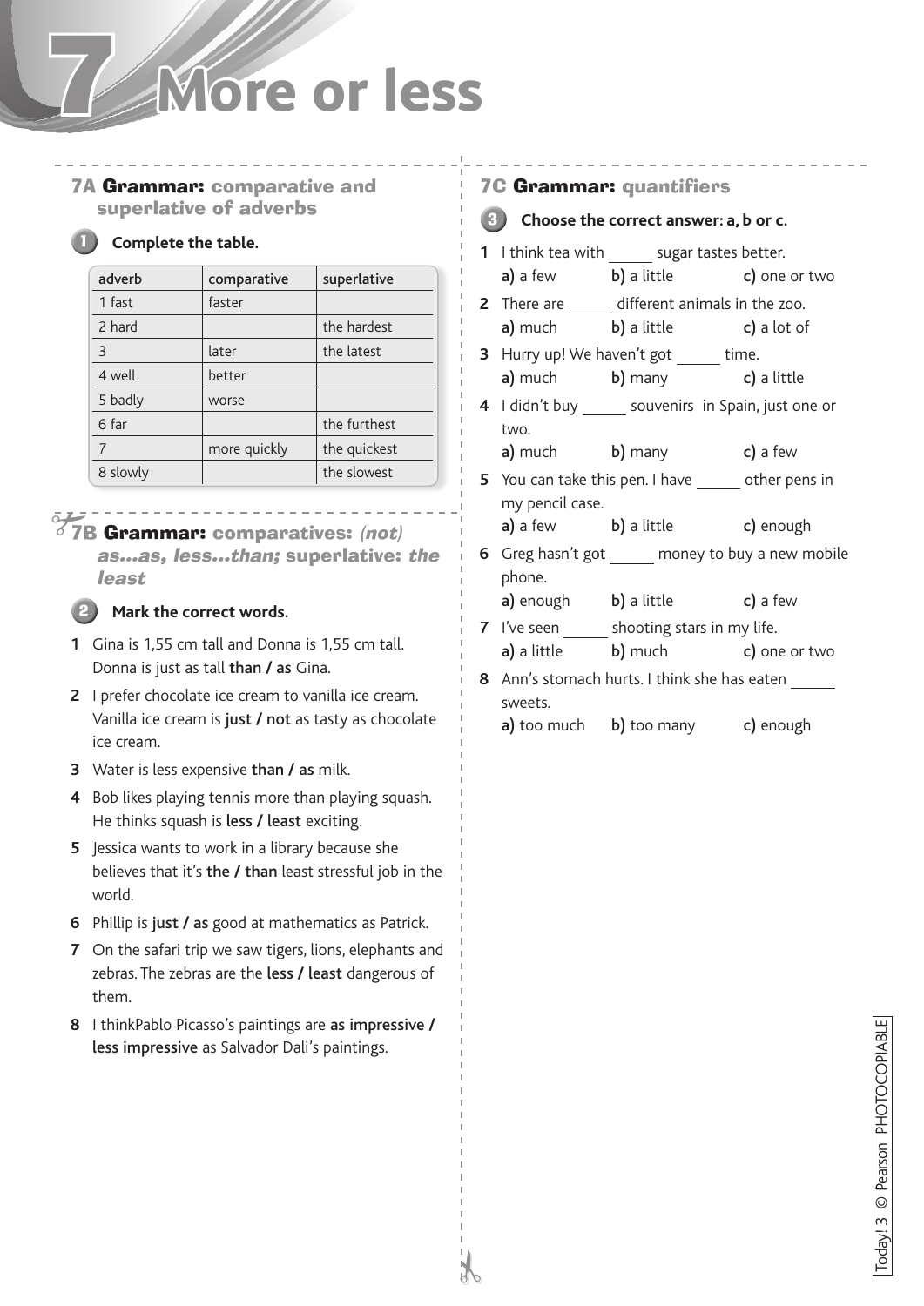# 7 More or less

## 7A Grammar: comparative and superlative of adverbs

**1** **Complete the table.**

| adverb | comparative | superlative |
|---|---|---|
| 1 fast | faster | |
| 2 hard | | the hardest |
| 3 | later | the latest |
| 4 well | better | |
| 5 badly | worse | |
| 6 far | | the furthest |
| 7 | more quickly | the quickest |
| 8 slowly | | the slowest |

## 7B Grammar: comparatives: *(not) as...as, less...than;* superlative: *the least*

**2** **Mark the correct words.**

1. Gina is 1,55 cm tall and Donna is 1,55 cm tall. Donna is just as tall **than / as** Gina.
2. I prefer chocolate ice cream to vanilla ice cream. Vanilla ice cream is **just / not** as tasty as chocolate ice cream.
3. Water is less expensive **than / as** milk.
4. Bob likes playing tennis more than playing squash. He thinks squash is **less / least** exciting.
5. Jessica wants to work in a library because she believes that it's **the / than** least stressful job in the world.
6. Phillip is **just / as** good at mathematics as Patrick.
7. On the safari trip we saw tigers, lions, elephants and zebras. The zebras are the **less / least** dangerous of them.
8. I thinkPablo Picasso's paintings are **as impressive / less impressive** as Salvador Dali's paintings.

## 7C Grammar: quantifiers

**3** **Choose the correct answer: a, b or c.**

1. I think tea with ______ sugar tastes better.
   **a)** a few **b)** a little **c)** one or two
2. There are ______ different animals in the zoo.
   **a)** much **b)** a little **c)** a lot of
3. Hurry up! We haven't got ______ time.
   **a)** much **b)** many **c)** a little
4. I didn't buy ______ souvenirs in Spain, just one or two.
   **a)** much **b)** many **c)** a few
5. You can take this pen. I have ______ other pens in my pencil case.
   **a)** a few **b)** a little **c)** enough
6. Greg hasn't got ______ money to buy a new mobile phone.
   **a)** enough **b)** a little **c)** a few
7. I've seen ______ shooting stars in my life.
   **a)** a little **b)** much **c)** one or two
8. Ann's stomach hurts. I think she has eaten ______ sweets.
   **a)** too much **b)** too many **c)** enough

Today! 3 © Pearson PHOTOCOPIABLE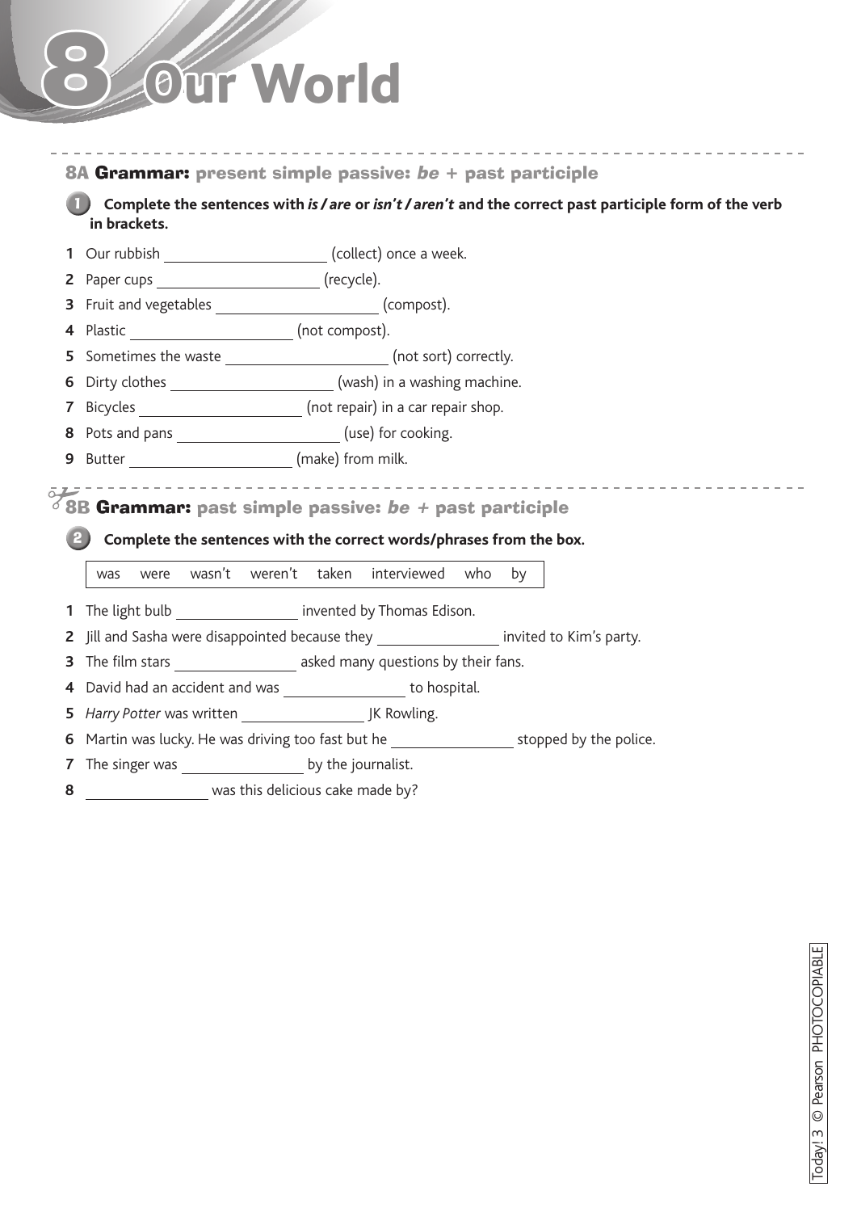# 8 Our World

## 8A Grammar: present simple passive: *be* + past participle

**1 Complete the sentences with *is / are* or *isn't / aren't* and the correct past participle form of the verb in brackets.**

**1** Our rubbish ____________________ (collect) once a week.

**2** Paper cups ____________________ (recycle).

**3** Fruit and vegetables ____________________ (compost).

**4** Plastic ____________________ (not compost).

**5** Sometimes the waste ____________________ (not sort) correctly.

**6** Dirty clothes ____________________ (wash) in a washing machine.

**7** Bicycles ____________________ (not repair) in a car repair shop.

**8** Pots and pans ____________________ (use) for cooking.

**9** Butter ____________________ (make) from milk.

## 8B Grammar: past simple passive: *be* + past participle

**2 Complete the sentences with the correct words/phrases from the box.**

| | | | | | | | |
|---|---|---|---|---|---|---|---|
| was | were | wasn't | weren't | taken | interviewed | who | by |

**1** The light bulb ________________ invented by Thomas Edison.

**2** Jill and Sasha were disappointed because they ________________ invited to Kim's party.

**3** The film stars ________________ asked many questions by their fans.

**4** David had an accident and was ________________ to hospital.

**5** *Harry Potter* was written ________________ JK Rowling.

**6** Martin was lucky. He was driving too fast but he ________________ stopped by the police.

**7** The singer was ________________ by the journalist.

**8** ________________ was this delicious cake made by?

Today! 3 © Pearson PHOTOCOPIABLE